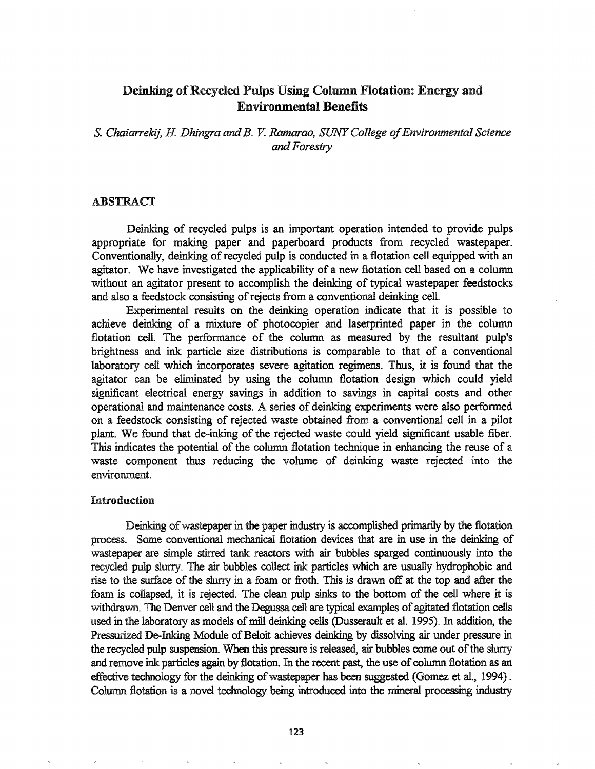# Deinking of Recycled Pulps Using Column Flotation: Energy and Environmental Benefits

*S. Chaiarrekij, H. Dhingra and B. V. Ramarao, SUNY College of Environmental Science and Forestry*

## ABSTRACT

Deinking of recycled pulps is an important operation intended to provide pulps appropriate for making paper and paperboard products from recycled wastepaper. Conventionally, deinking of recycled pulp is conducted in a flotation cell equipped with an agitator. We have investigated the applicability of a new flotation cell based on a column without an agitator present to accomplish the deinking of typical wastepaper feedstocks and also a feedstock consisting of rejects from a conventional deinking cell.

Experimental results on the deinking operation indicate that it is possible to achieve deinking of a mixture of photocopier and laserprinted paper in the column flotation cell. The performance of the column as measured by the resultant pulp's brightness and ink particle size distributions is comparable to that of a conventional laboratory cell which incorporates severe agitation regimens. Thus, it is found that the agitator can be eliminated by using the column flotation design which could yield significant electrical energy savings in addition to savings in capital costs and other operational and maintenance costs. A series of deinking experiments were also performed on a feedstock consisting of rejected waste obtained from a conventional cell in a pilot plant. We found that de-inking of the rejected waste could yield significant usable fiber. This indicates the potential of the column flotation technique in enhancing the reuse of a waste component thus reducing the volume of deinking waste rejected into the environment.

## Introduction

Deinking of wastepaper in the paper industry is accomplished primarily by the flotation process. Some conventional mechanical flotation devices that are in use in the deinking of wastepaper are simple stirred tank reactors with air bubbles sparged continuously into the recycled pulp slurry. The air bubbles collect ink particles which are usually hydrophobic and rise to the surface of the slurry in a foam or froth. This is drawn off at the top and after the foam is collapsed, it is rejected. The clean pulp sinks to the bottom of the cell where it is withdrawn. The Denver cell and the Degussa cell are typical examples of agitated flotation cells used in the laboratory as models of mill deinking cells (Dusserault et al. 1995). In addition, the Pressurized De-Inking Module of Beloit achieves deinking by dissolving air under pressure in the recycled pulp suspension. When this pressure is released, air bubbles come out of the slurry and remove ink particles again by flotation. In the recent past, the use of column flotation as an effective technology for the deinking of wastepaper has been suggested (Gomez et al., 1994). Column flotation is a novel technology being introduced into the mineral processing industry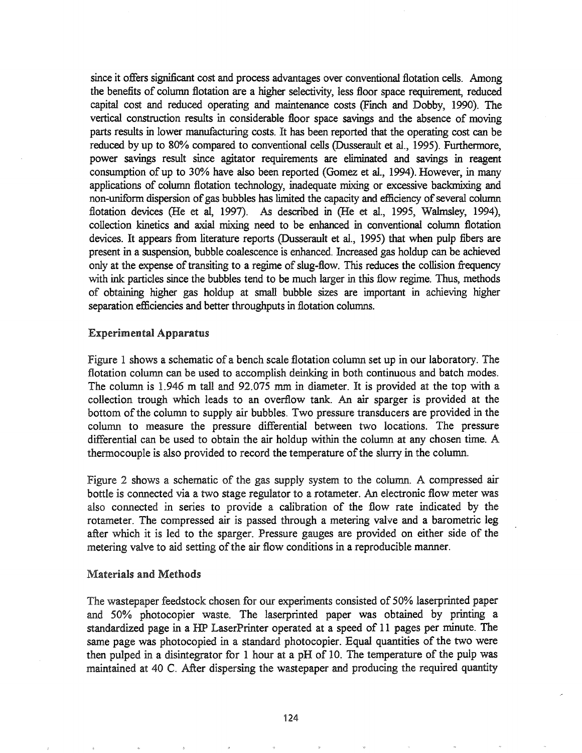since it offers significant cost and process advantages over conventional flotation cells. Among the benefits of column flotation are a higher selectivity, less floor space requirement, reduced capital cost and reduced operating and maintenance costs (Finch and Dobby, 1990). The vertical construction results in considerable floor space savings and the absence of moving parts results in lower manufacturing costs. It has been reported that the operating cost can be reduced by up to 80% compared to conventional cells (Dusserault et al., 1995). Furthermore, power savings result since agitator requirements are eliminated and savings in reagent consumption of up to 30% have also been reported (Gomez et al., 1994). However, in many applications of column flotation technology, inadequate mixing or excessive backmixing and non-uniform dispersion of gas bubbles has limited the capacity and efficiency of several column flotation devices (He et al, 1997). As described in (He et al., 1995, Walmsley, 1994), collection kinetics and axial mixing need to be enhanced in conventional column flotation devices. It appears from literature reports (Dusserault et al., 1995) that when pulp fibers are present in a suspension, bubble coalescence is enhanced. Increased gas holdup can be achieved only at the expense of transiting to a regime of slug-flow. This reduces the collision frequency with ink particles since the bubbles tend to be much larger in this flow regime. Thus, methods of obtaining higher gas holdup at small bubble sizes are important in achieving higher separation efficiencies and better throughputs in flotation columns.

## Experimental Apparatus

Figure 1 shows a schematic of a bench scale flotation column set up in our laboratory. The flotation column can be used to accomplish deinking in both continuous and batch modes. The column is 1.946 m tall and 92.075 mm in diameter. It is provided at the top with a collection trough which leads to an overflow tank. An air sparger is provided at the bottom of the column to supply air bubbles. Two pressure transducers are provided in the column to measure the pressure differential between two locations. The pressure differential can be used to obtain the air holdup within the column at any chosen time. A thermocouple is also provided to record the temperature of the slurry in the column.

Figure 2 shows a schematic of the gas supply system to the column. A compressed air bottle is connected via a two stage regulator to a rotameter. An electronic flow meter was also connected in series to provide a calibration of the flow rate indicated by the rotameter. The compressed air is passed through a metering valve and a barometric leg after which it is led to the sparger. Pressure gauges are provided on either side of the metering valve to aid setting of the air flow conditions in a reproducible manner.

## Materials and Methods

The wastepaper feedstock chosen for our experiments consisted of 50% laserprinted paper and 50% photocopier waste. The laserprinted paper was obtained by printing a standardized page in a HP LaserPrinter operated at a speed of 11 pages per minute. The same page was photocopied in a standard photocopier. Equal quantities of the two were then pulped in a disintegrator for 1 hour at a pH of 10. The temperature of the pulp was maintained at 40 C. After dispersing the wastepaper and producing the required quantity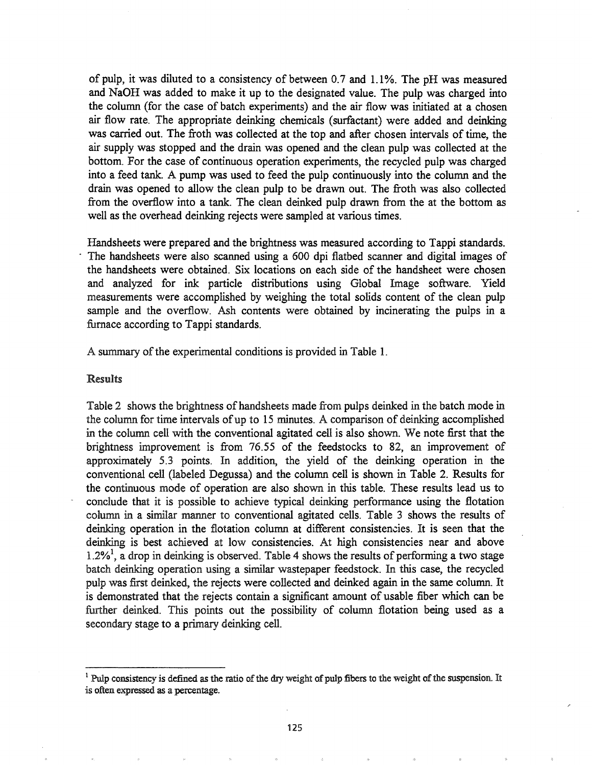of pulp, it was diluted to a consistency of between 0.7 and 1.1%. The pH was measured and NaOH was added to make it up to the designated value. The pulp was charged into the column (for the case of batch experiments) and the air flow was initiated at a chosen air flow rate. The appropriate deinking chemicals (surfactant) were added and deinking was carried out. The froth was collected at the top and after chosen intervals of time, the air supply was stopped and the drain was opened and the clean pulp was collected at the bottom. For the case of continuous operation experiments, the recycled pulp was charged into a feed tank. A pump was used to feed the pulp continuously into the column and the drain was opened to allow the clean pulp to be drawn out. The froth was also collected from the overflow into a tank. The clean deinked pulp drawn from the at the bottom as well as the overhead deinking rejects were sampled at various times.

Handsheets were prepared and the brightness was measured according to Tappi standards. The handsheets were also scanned using a 600 dpi flatbed scanner and digital images of the handsheets were obtained. Six locations on each side of the handsheet were chosen and analyzed for ink particle distributions using Global Image software. Yield measurements were accomplished by weighing the total solids content of the clean pulp sample and the overflow. Ash contents were obtained by incinerating the pulps in a furnace according to Tappi standards.

A summary of the experimental conditions is provided in Table 1.

## Results

Table 2 shows the brightness of handsheets made from pulps deinked in the batch mode in the column for time intervals of up to 15 minutes. A comparison of deinking accomplished in the column cell with the conventional agitated cell is also shown. We note first that the brightness improvement is from 76.55 of the feedstocks to 82, an improvement of approximately 5.3 points. In addition, the yield of the deinking operation in the conventional cell (labeled Degussa) and the column cell is shown in Table 2. Results for the continuous mode of operation are also shown in this table. These results lead us to conclude that it is possible to achieve typical deinking performance using the flotation column in a similar manner to conventional agitated cells. Table 3 shows the results of deinking operation in the flotation column at different consistencies. It is seen that the deinking is best achieved at low consistencies. At high consistencies near and above 1.2%[1], a drop in deinking is observed. Table 4 shows the results of performing a two stage batch deinking operation using a similar wastepaper feedstock. In this case, the recycled pulp was first deinked, the rejects were collected and deinked again in the same column. It is demonstrated that the rejects contain a significant amount of usable fiber which can be further deinked. This points out the possibility of column flotation being used as a secondary stage to a primary deinking cell.

---

[1] Pulp consistency is defined as the ratio of the dry weight of pulp fibers to the weight of the suspension. It is often expressed as a percentage.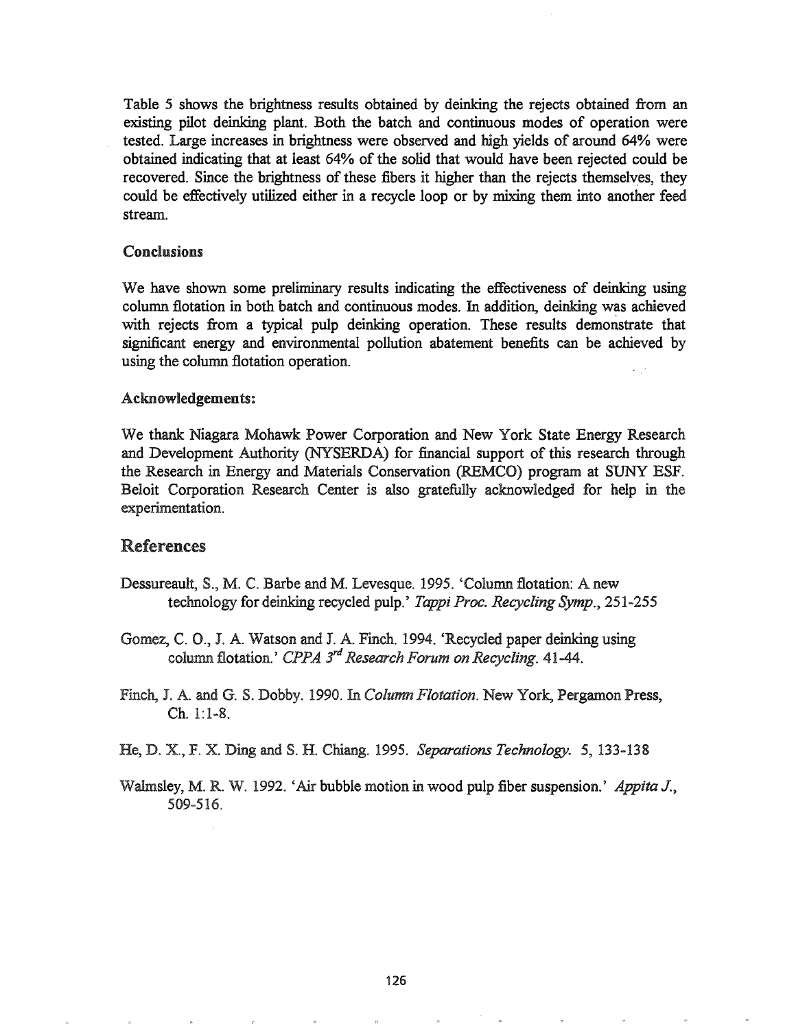Table 5 shows the brightness results obtained by deinking the rejects obtained from an existing pilot deinking plant. Both the batch and continuous modes of operation were tested. Large increases in brightness were observed and high yields of around 64% were obtained indicating that at least 64% of the solid that would have been rejected could be recovered. Since the brightness of these fibers it higher than the rejects themselves, they could be effectively utilized either in a recycle loop or by mixing them into another feed stream.

### Conclusions

We have shown some preliminary results indicating the effectiveness of deinking using column flotation in both batch and continuous modes. In addition, deinking was achieved with rejects from a typical pulp deinking operation. These results demonstrate that significant energy and environmental pollution abatement benefits can be achieved by using the column flotation operation.

### Acknowledgements:

We thank Niagara Mohawk Power Corporation and New York State Energy Research and Development Authority (NYSERDA) for financial support of this research through the Research in Energy and Materials Conservation (REMCO) program at SUNY ESF. Beloit Corporation Research Center is also gratefully acknowledged for help in the experimentation.

## References

Dessureault, S., M. C. Barbe and M. Levesque. 1995. 'Column flotation: A new technology for deinking recycled pulp.' *Tappi Proc. Recycling Symp.*, 251-255

Gomez, C. O., J. A. Watson and J. A. Finch. 1994. 'Recycled paper deinking using column flotation.' *CPPA 3rd Research Forum on Recycling*. 41-44.

Finch, J. A. and G. S. Dobby. 1990. In *Column Flotation*. New York, Pergamon Press, Ch. 1:1-8.

He, D. X., F. X. Ding and S. H. Chiang. 1995. *Separations Technology*. 5, 133-138

Walmsley, M. R. W. 1992. 'Air bubble motion in wood pulp fiber suspension.' *Appita J.*, 509-516.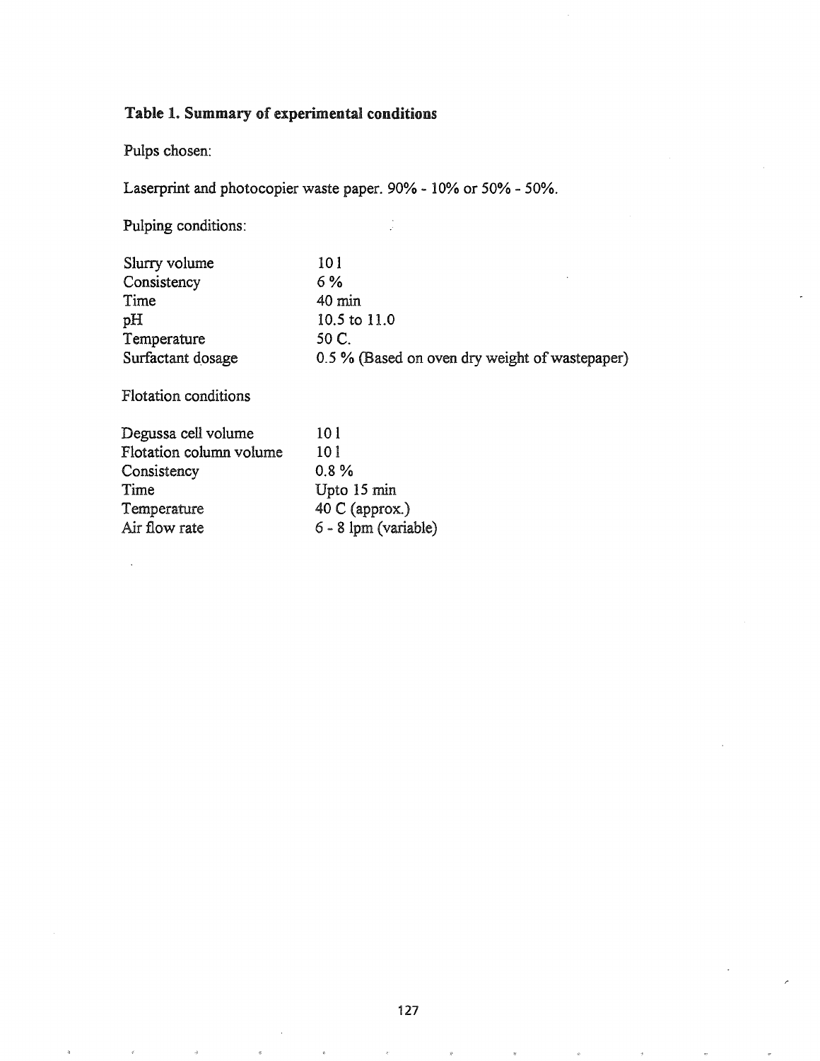**Table 1. Summary of experimental conditions**

Pulps chosen:

Laserprint and photocopier waste paper. 90% - 10% or 50% - 50%.

Pulping conditions:

| | |
|---|---|
| Slurry volume | 10 l |
| Consistency | 6 % |
| Time | 40 min |
| pH | 10.5 to 11.0 |
| Temperature | 50 C. |
| Surfactant dosage | 0.5 % (Based on oven dry weight of wastepaper) |

Flotation conditions

| | |
|---|---|
| Degussa cell volume | 10 l |
| Flotation column volume | 10 l |
| Consistency | 0.8 % |
| Time | Upto 15 min |
| Temperature | 40 C (approx.) |
| Air flow rate | 6 - 8 lpm (variable) |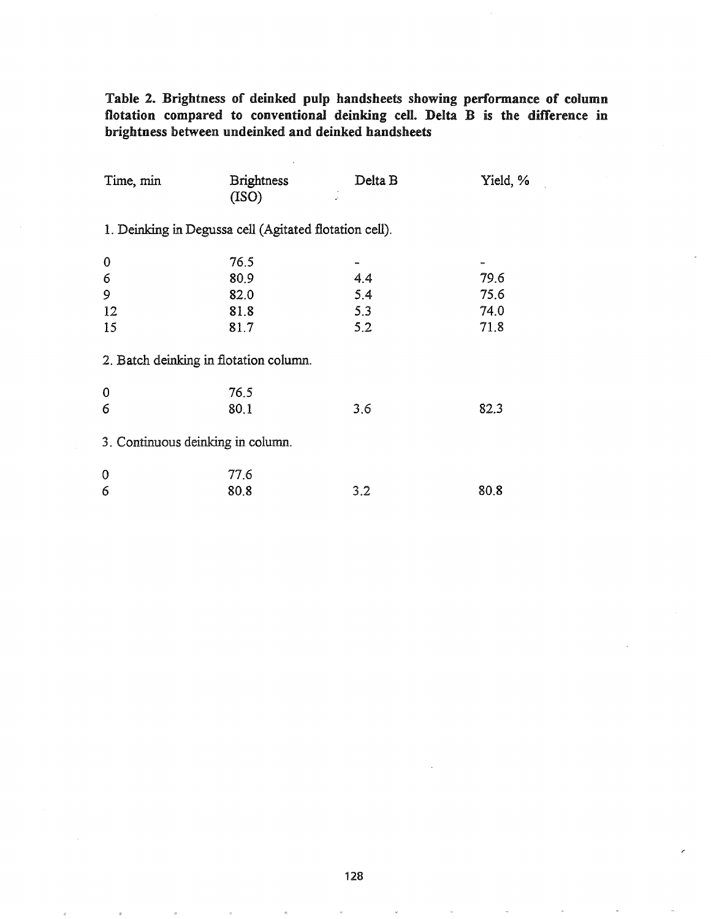**Table 2. Brightness of deinked pulp handsheets showing performance of column flotation compared to conventional deinking cell. Delta B is the difference in brightness between undeinked and deinked handsheets**

| Time, min | Brightness (ISO) | Delta B | Yield, % |
|---|---|---|---|
| 1. Deinking in Degussa cell (Agitated flotation cell). | | | |
| 0 | 76.5 | - | - |
| 6 | 80.9 | 4.4 | 79.6 |
| 9 | 82.0 | 5.4 | 75.6 |
| 12 | 81.8 | 5.3 | 74.0 |
| 15 | 81.7 | 5.2 | 71.8 |
| 2. Batch deinking in flotation column. | | | |
| 0 | 76.5 | | |
| 6 | 80.1 | 3.6 | 82.3 |
| 3. Continuous deinking in column. | | | |
| 0 | 77.6 | | |
| 6 | 80.8 | 3.2 | 80.8 |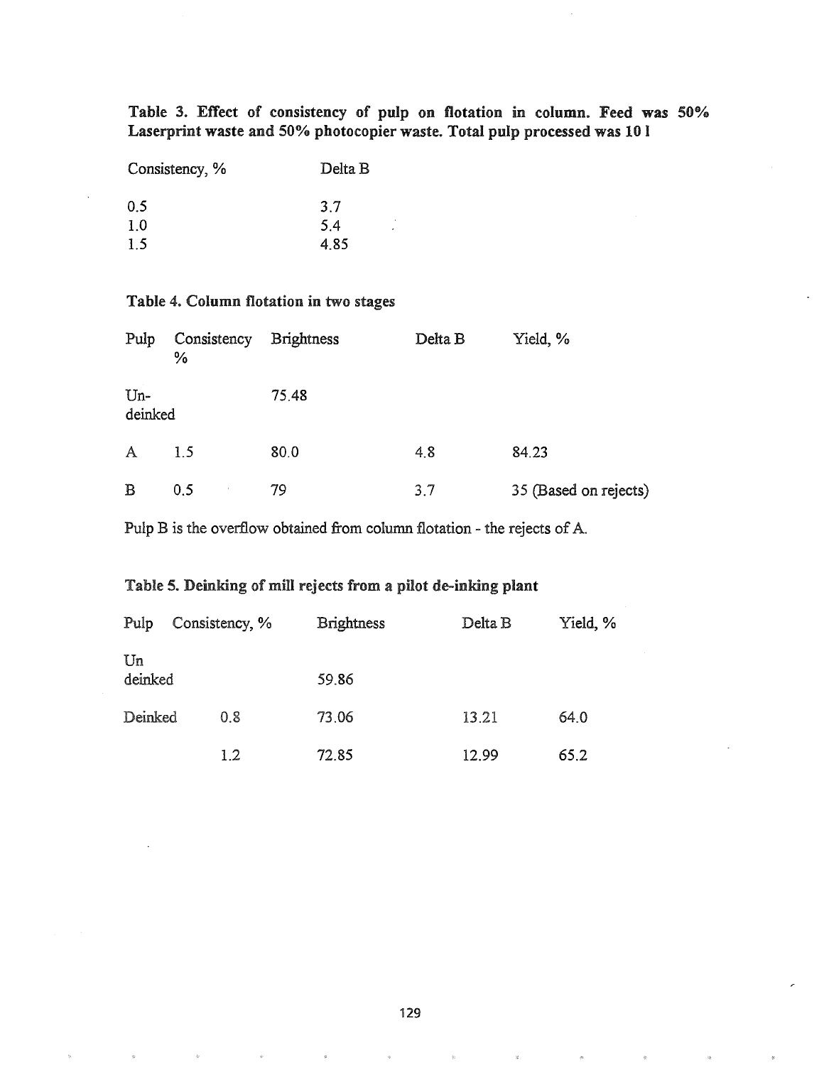**Table 3. Effect of consistency of pulp on flotation in column. Feed was 50% Laserprint waste and 50% photocopier waste. Total pulp processed was 10 l**

| Consistency, % | Delta B |
|---|---|
| 0.5 | 3.7 |
| 1.0 | 5.4 |
| 1.5 | 4.85 |

**Table 4. Column flotation in two stages**

| Pulp | Consistency % | Brightness | Delta B | Yield, % |
|---|---|---|---|---|
| Un-deinked | | 75.48 | | |
| A | 1.5 | 80.0 | 4.8 | 84.23 |
| B | 0.5 | 79 | 3.7 | 35 (Based on rejects) |

Pulp B is the overflow obtained from column flotation - the rejects of A.

**Table 5. Deinking of mill rejects from a pilot de-inking plant**

| Pulp | Consistency, % | Brightness | Delta B | Yield, % |
|---|---|---|---|---|
| Un deinked | | 59.86 | | |
| Deinked | 0.8 | 73.06 | 13.21 | 64.0 |
| | 1.2 | 72.85 | 12.99 | 65.2 |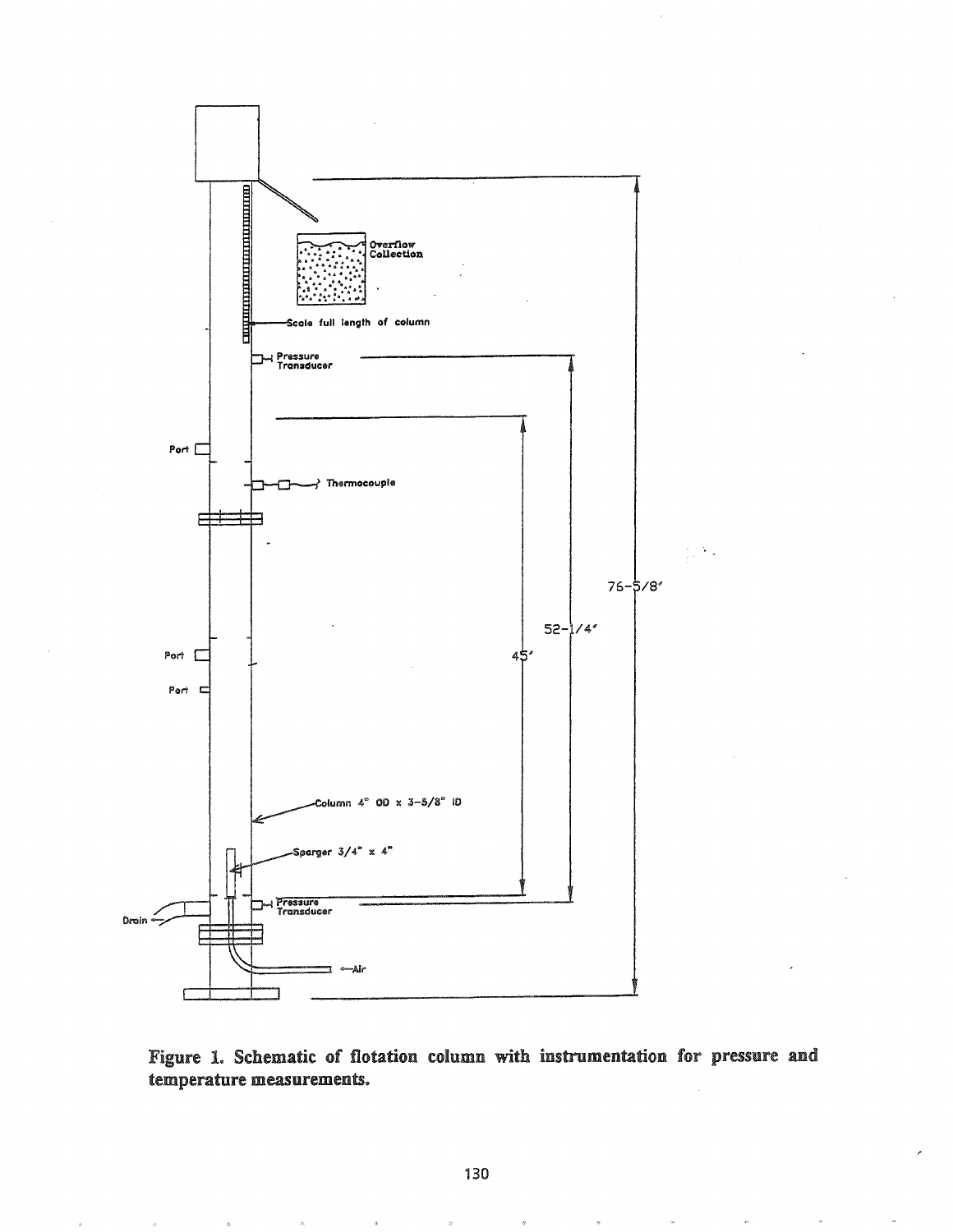Overflow Collection

Scale full length of column

Pressure Transducer

Port

Thermocouple

Port

Port

Column 4" OD x 3-5/8" ID

Sparger 3/4" x 4"

Pressure Transducer

Drain

Air

76-5/8"

52-1/4"

45"

**Figure 1. Schematic of flotation column with instrumentation for pressure and temperature measurements.**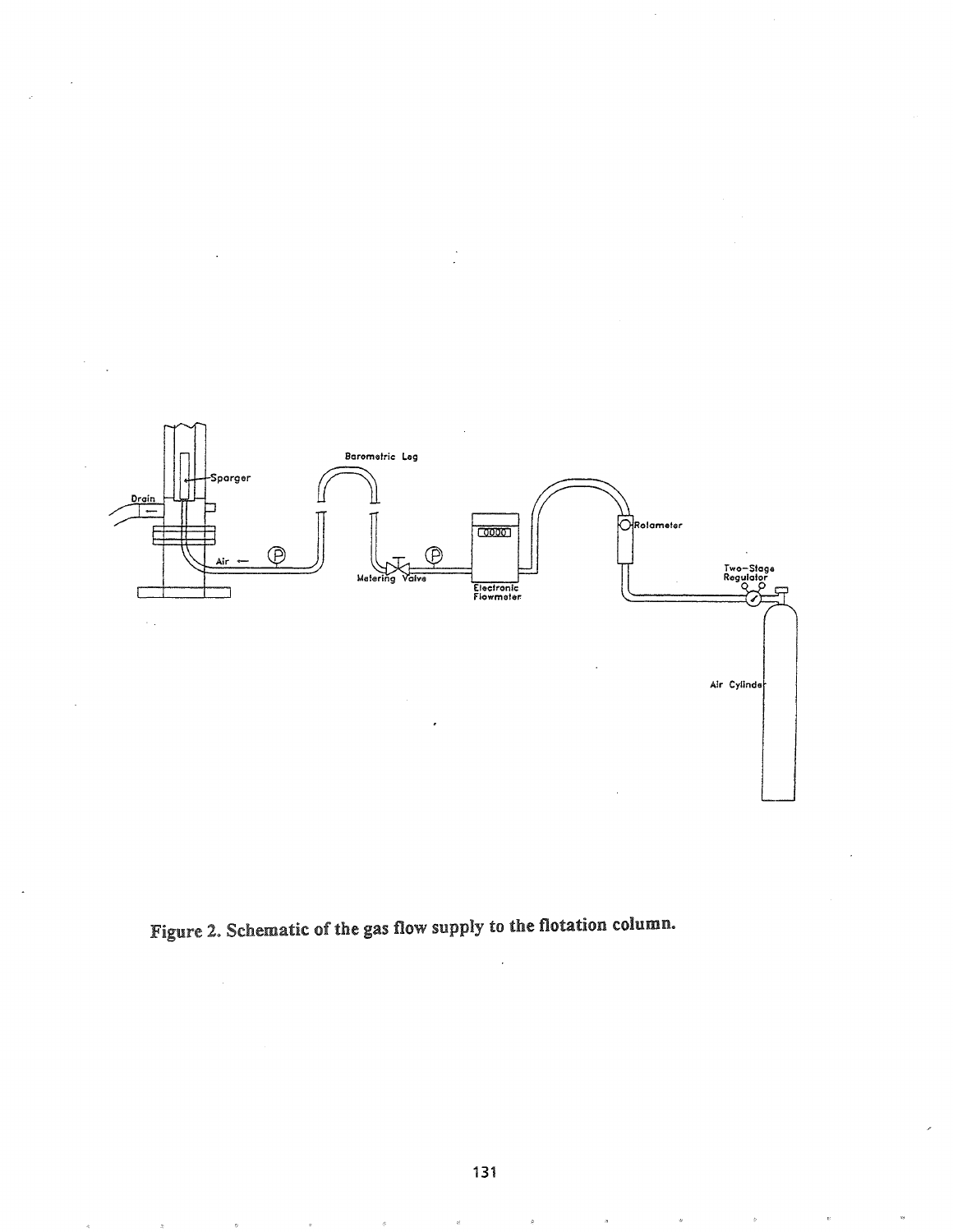Barometric Leg

Sparger

Drain

Air

Metering Valve

Electronic Flowmeter

Rotameter

Two-Stage Regulator

Air Cylinder

Figure 2. Schematic of the gas flow supply to the flotation column.